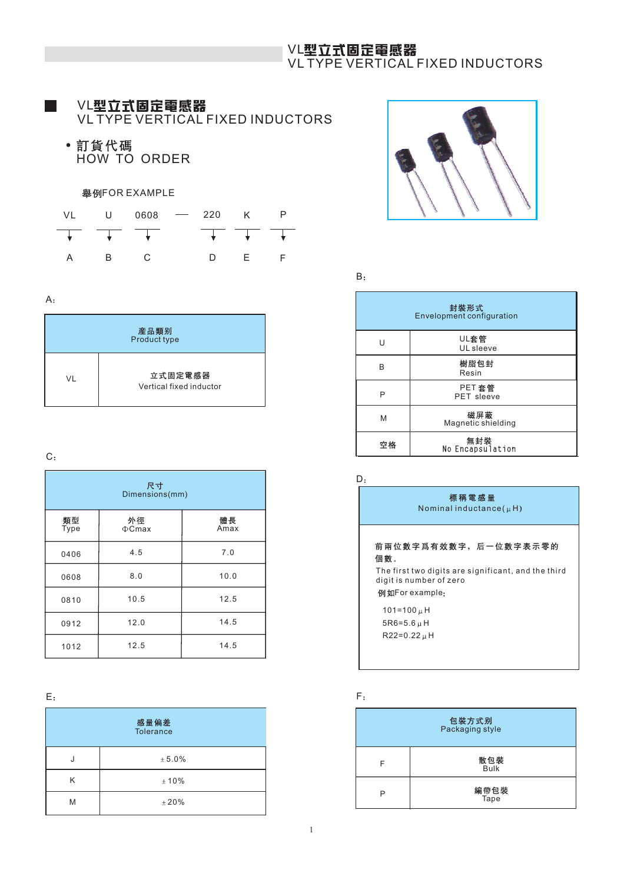# VL型立式固定電感器
# VL TYPE VERTICAL FIXED INDUCTORS

## • 訂貨代碼
## HOW TO ORDER

舉例FOR EXAMPLE

| VL | U | 0608 | — | 220 | K | P |
|---|---|---|---|---|---|---|
| A | B | C | | D | E | F |

A:

| 產品類別<br>Product type | |
|---|---|
| VL | 立式固定電感器<br>Vertical fixed inductor |

B:

| 封裝形式<br>Envelopment configuration | |
|---|---|
| U | UL套管<br>UL sleeve |
| B | 樹脂包封<br>Resin |
| P | PET 套管<br>PET sleeve |
| M | 磁屏蔽<br>Magnetic shielding |
| 空格 | 無封裝<br>No Encapsulation |

C:

| 尺寸<br>Dimensions(mm) | | |
|---|---|---|
| 類型<br>Type | 外徑<br>ΦCmax | 體長<br>Amax |
| 0406 | 4.5 | 7.0 |
| 0608 | 8.0 | 10.0 |
| 0810 | 10.5 | 12.5 |
| 0912 | 12.0 | 14.5 |
| 1012 | 12.5 | 14.5 |

D:

**標稱電感量**
**Nominal inductance(μH)**

前兩位數字爲有效數字，后一位數字表示零的個數。

The first two digits are significant, and the third digit is number of zero

例如For example:

101=100μH
5R6=5.6μH
R22=0.22μH

E:

| 感量偏差<br>Tolerance | |
|---|---|
| J | ±5.0% |
| K | ±10% |
| M | ±20% |

F:

| 包裝方式別<br>Packaging style | |
|---|---|
| F | 散包裝<br>Bulk |
| P | 編帶包裝<br>Tape |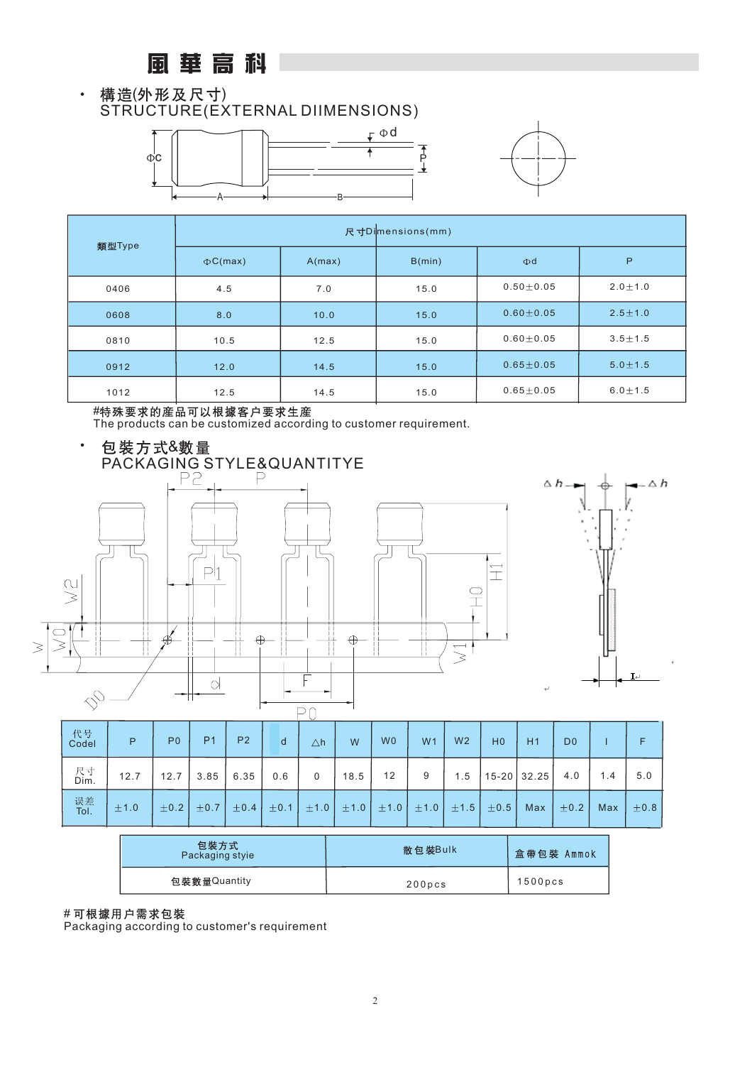# 風華高科

- 構造(外形及尺寸)
  STRUCTURE(EXTERNAL DIIMENSIONS)

ΦC
A
B
Φd
P

| 類型Type | 尺寸Dimensions(mm) | | | | |
|---|---|---|---|---|---|
| | ΦC(max) | A(max) | B(min) | Φd | P |
| 0406 | 4.5 | 7.0 | 15.0 | 0.50±0.05 | 2.0±1.0 |
| 0608 | 8.0 | 10.0 | 15.0 | 0.60±0.05 | 2.5±1.0 |
| 0810 | 10.5 | 12.5 | 15.0 | 0.60±0.05 | 3.5±1.5 |
| 0912 | 12.0 | 14.5 | 15.0 | 0.65±0.05 | 5.0±1.5 |
| 1012 | 12.5 | 14.5 | 15.0 | 0.65±0.05 | 6.0±1.5 |

#特殊要求的產品可以根據客户要求生産
The products can be customized according to customer requirement.

- 包裝方式&數量
  PACKAGING STYLE&QUANTITYE

P2
P
P1
W2
W0
W
H0
H1
W1
D0
d
F
P0
△h
△h
I

| 代号 Codel | P | P0 | P1 | P2 | d | △h | W | W0 | W1 | W2 | H0 | H1 | D0 | I | F |
|---|---|---|---|---|---|---|---|---|---|---|---|---|---|---|---|
| 尺寸 Dim. | 12.7 | 12.7 | 3.85 | 6.35 | 0.6 | 0 | 18.5 | 12 | 9 | 1.5 | 15-20 | 32.25 | 4.0 | 1.4 | 5.0 |
| 误差 Tol. | ±1.0 | ±0.2 | ±0.7 | ±0.4 | ±0.1 | ±1.0 | ±1.0 | ±1.0 | ±1.0 | ±1.5 | ±0.5 | Max | ±0.2 | Max | ±0.8 |

| 包裝方式 Packaging styie | 散包裝Bulk | 盒帶包裝 Ammok |
|---|---|---|
| 包裝數量Quantity | 200pcs | 1500pcs |

# 可根據用户需求包裝
Packaging according to customer's requirement